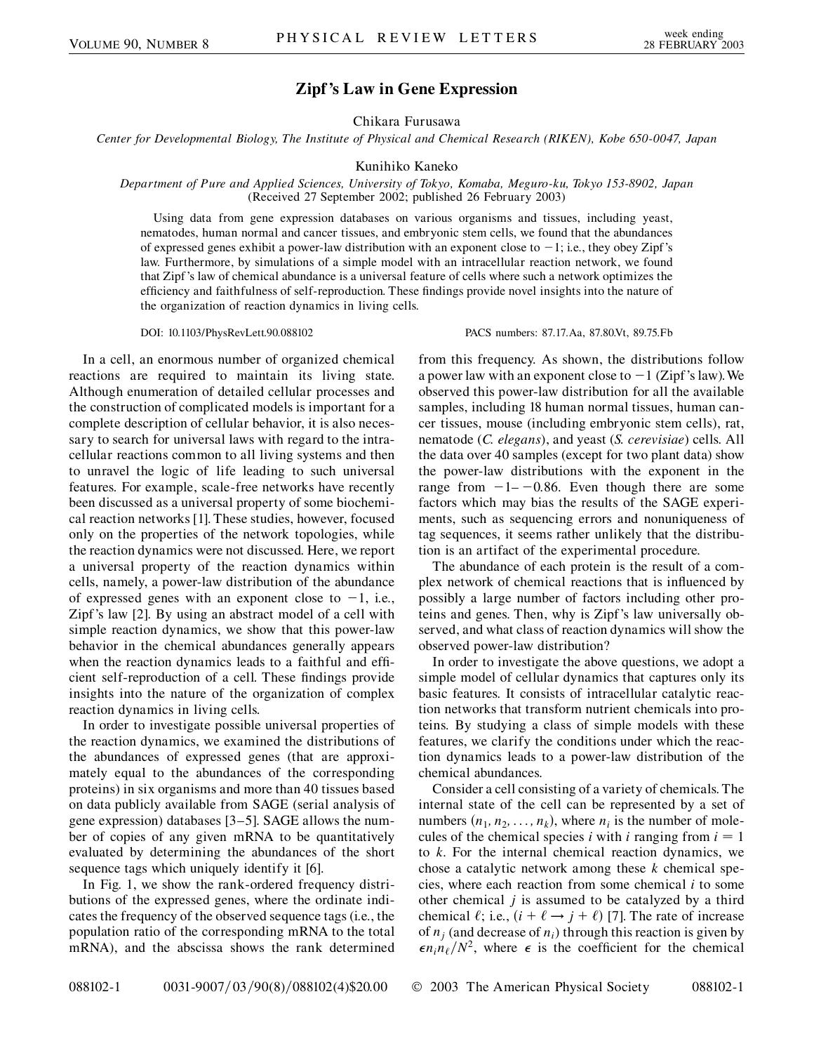# Zipf's Law in Gene Expression

Chikara Furusawa

*Center for Developmental Biology, The Institute of Physical and Chemical Research (RIKEN), Kobe 650-0047, Japan*

Kunihiko Kaneko

*Department of Pure and Applied Sciences, University of Tokyo, Komaba, Meguro-ku, Tokyo 153-8902, Japan*
(Received 27 September 2002; published 26 February 2003)

Using data from gene expression databases on various organisms and tissues, including yeast, nematodes, human normal and cancer tissues, and embryonic stem cells, we found that the abundances of expressed genes exhibit a power-law distribution with an exponent close to $-1$; i.e., they obey Zipf's law. Furthermore, by simulations of a simple model with an intracellular reaction network, we found that Zipf's law of chemical abundance is a universal feature of cells where such a network optimizes the efficiency and faithfulness of self-reproduction. These findings provide novel insights into the nature of the organization of reaction dynamics in living cells.

DOI: 10.1103/PhysRevLett.90.088102 PACS numbers: 87.17.Aa, 87.80.Vt, 89.75.Fb

In a cell, an enormous number of organized chemical reactions are required to maintain its living state. Although enumeration of detailed cellular processes and the construction of complicated models is important for a complete description of cellular behavior, it is also necessary to search for universal laws with regard to the intracellular reactions common to all living systems and then to unravel the logic of life leading to such universal features. For example, scale-free networks have recently been discussed as a universal property of some biochemical reaction networks [1]. These studies, however, focused only on the properties of the network topologies, while the reaction dynamics were not discussed. Here, we report a universal property of the reaction dynamics within cells, namely, a power-law distribution of the abundance of expressed genes with an exponent close to $-1$, i.e., Zipf's law [2]. By using an abstract model of a cell with simple reaction dynamics, we show that this power-law behavior in the chemical abundances generally appears when the reaction dynamics leads to a faithful and efficient self-reproduction of a cell. These findings provide insights into the nature of the organization of complex reaction dynamics in living cells.

In order to investigate possible universal properties of the reaction dynamics, we examined the distributions of the abundances of expressed genes (that are approximately equal to the abundances of the corresponding proteins) in six organisms and more than 40 tissues based on data publicly available from SAGE (serial analysis of gene expression) databases [3–5]. SAGE allows the number of copies of any given mRNA to be quantitatively evaluated by determining the abundances of the short sequence tags which uniquely identify it [6].

In Fig. 1, we show the rank-ordered frequency distributions of the expressed genes, where the ordinate indicates the frequency of the observed sequence tags (i.e., the population ratio of the corresponding mRNA to the total mRNA), and the abscissa shows the rank determined from this frequency. As shown, the distributions follow a power law with an exponent close to $-1$ (Zipf's law). We observed this power-law distribution for all the available samples, including 18 human normal tissues, human cancer tissues, mouse (including embryonic stem cells), rat, nematode (*C. elegans*), and yeast (*S. cerevisiae*) cells. All the data over 40 samples (except for two plant data) show the power-law distributions with the exponent in the range from $-1$–$-0.86$. Even though there are some factors which may bias the results of the SAGE experiments, such as sequencing errors and nonuniqueness of tag sequences, it seems rather unlikely that the distribution is an artifact of the experimental procedure.

The abundance of each protein is the result of a complex network of chemical reactions that is influenced by possibly a large number of factors including other proteins and genes. Then, why is Zipf's law universally observed, and what class of reaction dynamics will show the observed power-law distribution?

In order to investigate the above questions, we adopt a simple model of cellular dynamics that captures only its basic features. It consists of intracellular catalytic reaction networks that transform nutrient chemicals into proteins. By studying a class of simple models with these features, we clarify the conditions under which the reaction dynamics leads to a power-law distribution of the chemical abundances.

Consider a cell consisting of a variety of chemicals. The internal state of the cell can be represented by a set of numbers $(n_1, n_2, \ldots, n_k)$, where $n_i$ is the number of molecules of the chemical species $i$ with $i$ ranging from $i = 1$ to $k$. For the internal chemical reaction dynamics, we chose a catalytic network among these $k$ chemical species, where each reaction from some chemical $i$ to some other chemical $j$ is assumed to be catalyzed by a third chemical $\ell$; i.e., $(i + \ell \rightarrow j + \ell)$ [7]. The rate of increase of $n_j$ (and decrease of $n_i$) through this reaction is given by $\epsilon n_i n_\ell / N^2$, where $\epsilon$ is the coefficient for the chemical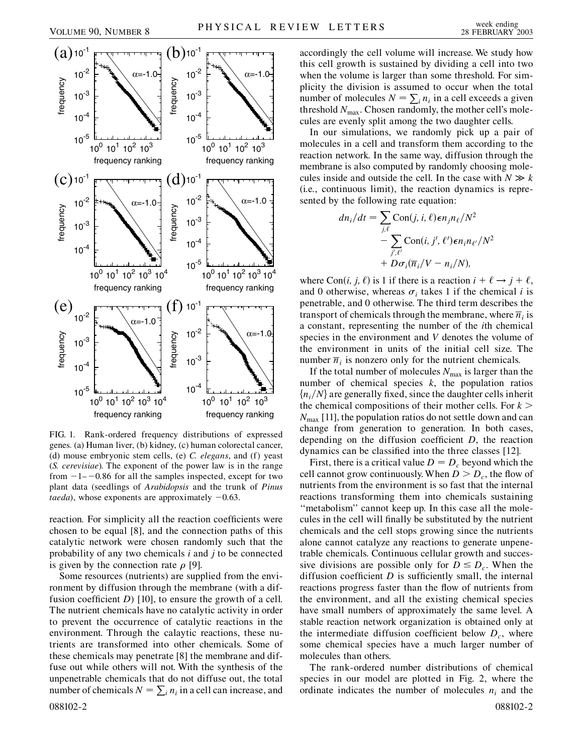FIG. 1. Rank-ordered frequency distributions of expressed genes. (a) Human liver, (b) kidney, (c) human colorectal cancer, (d) mouse embryonic stem cells, (e) *C. elegans*, and (f) yeast (*S. cerevisiae*). The exponent of the power law is in the range from $-1$–$-0.86$ for all the samples inspected, except for two plant data (seedlings of *Arabidopsis* and the trunk of *Pinus taeda*), whose exponents are approximately $-0.63$.

reaction. For simplicity all the reaction coefficients were chosen to be equal [8], and the connection paths of this catalytic network were chosen randomly such that the probability of any two chemicals $i$ and $j$ to be connected is given by the connection rate $\rho$ [9].

Some resources (nutrients) are supplied from the environment by diffusion through the membrane (with a diffusion coefficient $D$) [10], to ensure the growth of a cell. The nutrient chemicals have no catalytic activity in order to prevent the occurrence of catalytic reactions in the environment. Through the calaytic reactions, these nutrients are transformed into other chemicals. Some of these chemicals may penetrate [8] the membrane and diffuse out while others will not. With the synthesis of the unpenetrable chemicals that do not diffuse out, the total number of chemicals $N = \sum_i n_i$ in a cell can increase, and accordingly the cell volume will increase. We study how this cell growth is sustained by dividing a cell into two when the volume is larger than some threshold. For simplicity the division is assumed to occur when the total number of molecules $N = \sum_i n_i$ in a cell exceeds a given threshold $N_{\max}$. Chosen randomly, the mother cell's molecules are evenly split among the two daughter cells.

In our simulations, we randomly pick up a pair of molecules in a cell and transform them according to the reaction network. In the same way, diffusion through the membrane is also computed by randomly choosing molecules inside and outside the cell. In the case with $N \gg k$ (i.e., continuous limit), the reaction dynamics is represented by the following rate equation:

$$
\begin{aligned}
dn_i/dt = &\sum_{j,\ell} \mathrm{Con}(j, i, \ell)\epsilon n_j n_\ell / N^2 \\
&- \sum_{j',\ell'} \mathrm{Con}(i, j', \ell')\epsilon n_i n_{\ell'} / N^2 \\
&+ D\sigma_i(\overline{n}_i/V - n_i/N),
\end{aligned}
$$

where $\mathrm{Con}(i, j, \ell)$ is 1 if there is a reaction $i + \ell \rightarrow j + \ell$, and 0 otherwise, whereas $\sigma_i$ takes 1 if the chemical $i$ is penetrable, and 0 otherwise. The third term describes the transport of chemicals through the membrane, where $\overline{n}_i$ is a constant, representing the number of the $i$th chemical species in the environment and $V$ denotes the volume of the environment in units of the initial cell size. The number $\overline{n}_i$ is nonzero only for the nutrient chemicals.

If the total number of molecules $N_{\max}$ is larger than the number of chemical species $k$, the population ratios $\{n_i/N\}$ are generally fixed, since the daughter cells inherit the chemical compositions of their mother cells. For $k > N_{\max}$ [11], the population ratios do not settle down and can change from generation to generation. In both cases, depending on the diffusion coefficient $D$, the reaction dynamics can be classified into the three classes [12].

First, there is a critical value $D = D_c$ beyond which the cell cannot grow continuously. When $D > D_c$, the flow of nutrients from the environment is so fast that the internal reactions transforming them into chemicals sustaining "metabolism" cannot keep up. In this case all the molecules in the cell will finally be substituted by the nutrient chemicals and the cell stops growing since the nutrients alone cannot catalyze any reactions to generate unpenetrable chemicals. Continuous cellular growth and successive divisions are possible only for $D \leq D_c$. When the diffusion coefficient $D$ is sufficiently small, the internal reactions progress faster than the flow of nutrients from the environment, and all the existing chemical species have small numbers of approximately the same level. A stable reaction network organization is obtained only at the intermediate diffusion coefficient below $D_c$, where some chemical species have a much larger number of molecules than others.

The rank-ordered number distributions of chemical species in our model are plotted in Fig. 2, where the ordinate indicates the number of molecules $n_i$ and the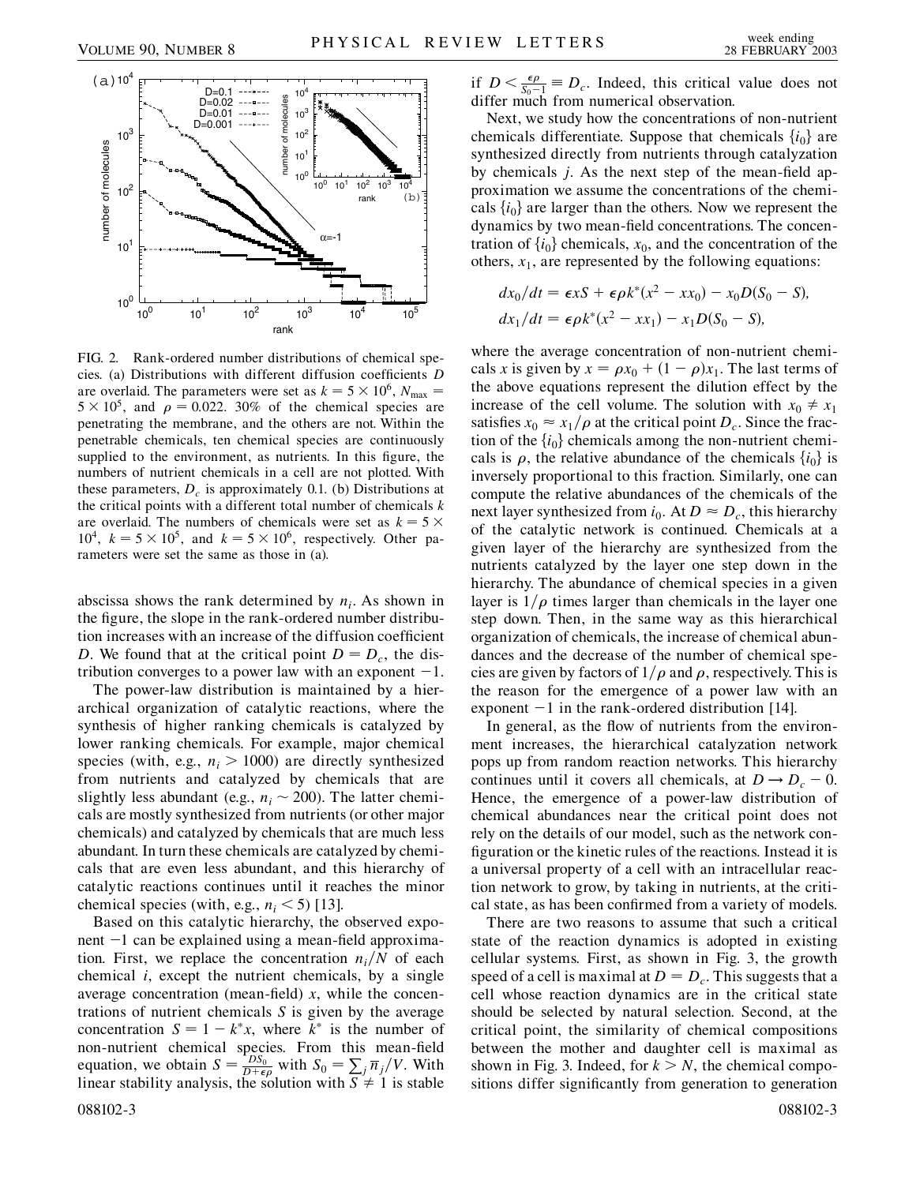FIG. 2. Rank-ordered number distributions of chemical species. (a) Distributions with different diffusion coefficients $D$ are overlaid. The parameters were set as $k = 5 \times 10^6$, $N_{\max} = 5 \times 10^5$, and $\rho = 0.022$. 30% of the chemical species are penetrating the membrane, and the others are not. Within the penetrable chemicals, ten chemical species are continuously supplied to the environment, as nutrients. In this figure, the numbers of nutrient chemicals in a cell are not plotted. With these parameters, $D_c$ is approximately 0.1. (b) Distributions at the critical points with a different total number of chemicals $k$ are overlaid. The numbers of chemicals were set as $k = 5 \times 10^4$, $k = 5 \times 10^5$, and $k = 5 \times 10^6$, respectively. Other parameters were set the same as those in (a).

abscissa shows the rank determined by $n_i$. As shown in the figure, the slope in the rank-ordered number distribution increases with an increase of the diffusion coefficient $D$. We found that at the critical point $D = D_c$, the distribution converges to a power law with an exponent $-1$.

The power-law distribution is maintained by a hierarchical organization of catalytic reactions, where the synthesis of higher ranking chemicals is catalyzed by lower ranking chemicals. For example, major chemical species (with, e.g., $n_i > 1000$) are directly synthesized from nutrients and catalyzed by chemicals that are slightly less abundant (e.g., $n_i \sim 200$). The latter chemicals are mostly synthesized from nutrients (or other major chemicals) and catalyzed by chemicals that are much less abundant. In turn these chemicals are catalyzed by chemicals that are even less abundant, and this hierarchy of catalytic reactions continues until it reaches the minor chemical species (with, e.g., $n_i < 5$) [13].

Based on this catalytic hierarchy, the observed exponent $-1$ can be explained using a mean-field approximation. First, we replace the concentration $n_i/N$ of each chemical $i$, except the nutrient chemicals, by a single average concentration (mean-field) $x$, while the concentrations of nutrient chemicals $S$ is given by the average concentration $S = 1 - k^* x$, where $k^*$ is the number of non-nutrient chemical species. From this mean-field equation, we obtain $S = \frac{DS_0}{D + \epsilon\rho}$ with $S_0 = \sum_j \overline{n}_j / V$. With linear stability analysis, the solution with $S \neq 1$ is stable if $D < \frac{\epsilon\rho}{S_0 - 1} \equiv D_c$. Indeed, this critical value does not differ much from numerical observation.

Next, we study how the concentrations of non-nutrient chemicals differentiate. Suppose that chemicals $\{i_0\}$ are synthesized directly from nutrients through catalyzation by chemicals $j$. As the next step of the mean-field approximation we assume the concentrations of the chemicals $\{i_0\}$ are larger than the others. Now we represent the dynamics by two mean-field concentrations. The concentration of $\{i_0\}$ chemicals, $x_0$, and the concentration of the others, $x_1$, are represented by the following equations:

$$dx_0/dt = \epsilon x S + \epsilon \rho k^* (x^2 - x x_0) - x_0 D(S_0 - S),$$
$$dx_1/dt = \epsilon \rho k^* (x^2 - x x_1) - x_1 D(S_0 - S),$$

where the average concentration of non-nutrient chemicals $x$ is given by $x = \rho x_0 + (1 - \rho) x_1$. The last terms of the above equations represent the dilution effect by the increase of the cell volume. The solution with $x_0 \neq x_1$ satisfies $x_0 \approx x_1/\rho$ at the critical point $D_c$. Since the fraction of the $\{i_0\}$ chemicals among the non-nutrient chemicals is $\rho$, the relative abundance of the chemicals $\{i_0\}$ is inversely proportional to this fraction. Similarly, one can compute the relative abundances of the chemicals of the next layer synthesized from $i_0$. At $D \approx D_c$, this hierarchy of the catalytic network is continued. Chemicals at a given layer of the hierarchy are synthesized from the nutrients catalyzed by the layer one step down in the hierarchy. The abundance of chemical species in a given layer is $1/\rho$ times larger than chemicals in the layer one step down. Then, in the same way as this hierarchical organization of chemicals, the increase of chemical abundances and the decrease of the number of chemical species are given by factors of $1/\rho$ and $\rho$, respectively. This is the reason for the emergence of a power law with an exponent $-1$ in the rank-ordered distribution [14].

In general, as the flow of nutrients from the environment increases, the hierarchical catalyzation network pops up from random reaction networks. This hierarchy continues until it covers all chemicals, at $D \to D_c - 0$. Hence, the emergence of a power-law distribution of chemical abundances near the critical point does not rely on the details of our model, such as the network configuration or the kinetic rules of the reactions. Instead it is a universal property of a cell with an intracellular reaction network to grow, by taking in nutrients, at the critical state, as has been confirmed from a variety of models.

There are two reasons to assume that such a critical state of the reaction dynamics is adopted in existing cellular systems. First, as shown in Fig. 3, the growth speed of a cell is maximal at $D = D_c$. This suggests that a cell whose reaction dynamics are in the critical state should be selected by natural selection. Second, at the critical point, the similarity of chemical compositions between the mother and daughter cell is maximal as shown in Fig. 3. Indeed, for $k > N$, the chemical compositions differ significantly from generation to generation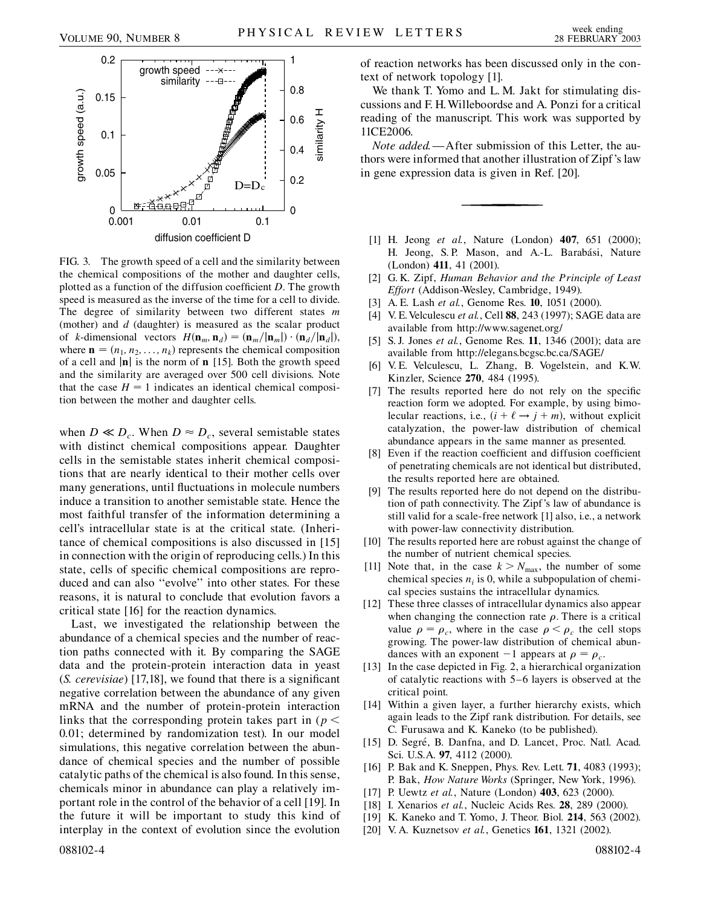growth speed (a.u.)

0.2
0.15
0.1
0.05
0

growth speed
similarity

1
0.8
0.6
0.4
0.2
0

similarity H

D=Dc

0.001 0.01 0.1

diffusion coefficient D

FIG. 3. The growth speed of a cell and the similarity between the chemical compositions of the mother and daughter cells, plotted as a function of the diffusion coefficient $D$. The growth speed is measured as the inverse of the time for a cell to divide. The degree of similarity between two different states $m$ (mother) and $d$ (daughter) is measured as the scalar product of $k$-dimensional vectors $H(\mathbf{n}_m, \mathbf{n}_d) = (\mathbf{n}_m/|\mathbf{n}_m|) \cdot (\mathbf{n}_d/|\mathbf{n}_d|)$, where $\mathbf{n} = (n_1, n_2, \ldots, n_k)$ represents the chemical composition of a cell and $|\mathbf{n}|$ is the norm of $\mathbf{n}$ [15]. Both the growth speed and the similarity are averaged over 500 cell divisions. Note that the case $H = 1$ indicates an identical chemical composition between the mother and daughter cells.

when $D \ll D_c$. When $D \approx D_c$, several semistable states with distinct chemical compositions appear. Daughter cells in the semistable states inherit chemical compositions that are nearly identical to their mother cells over many generations, until fluctuations in molecule numbers induce a transition to another semistable state. Hence the most faithful transfer of the information determining a cell's intracellular state is at the critical state. (Inheritance of chemical compositions is also discussed in [15] in connection with the origin of reproducing cells.) In this state, cells of specific chemical compositions are reproduced and can also "evolve" into other states. For these reasons, it is natural to conclude that evolution favors a critical state [16] for the reaction dynamics.

Last, we investigated the relationship between the abundance of a chemical species and the number of reaction paths connected with it. By comparing the SAGE data and the protein-protein interaction data in yeast (*S. cerevisiae*) [17,18], we found that there is a significant negative correlation between the abundance of any given mRNA and the number of protein-protein interaction links that the corresponding protein takes part in ($p < 0.01$; determined by randomization test). In our model simulations, this negative correlation between the abundance of chemical species and the number of possible catalytic paths of the chemical is also found. In this sense, chemicals minor in abundance can play a relatively important role in the control of the behavior of a cell [19]. In the future it will be important to study this kind of interplay in the context of evolution since the evolution of reaction networks has been discussed only in the context of network topology [1].

We thank T. Yomo and L. M. Jakt for stimulating discussions and F. H. Willeboordse and A. Ponzi for a critical reading of the manuscript. This work was supported by 11CE2006.

*Note added.*—After submission of this Letter, the authors were informed that another illustration of Zipf's law in gene expression data is given in Ref. [20].

[1] H. Jeong *et al.*, Nature (London) **407**, 651 (2000); H. Jeong, S. P. Mason, and A.-L. Barabási, Nature (London) **411**, 41 (2001).
[2] G. K. Zipf, *Human Behavior and the Principle of Least Effort* (Addison-Wesley, Cambridge, 1949).
[3] A. E. Lash *et al.*, Genome Res. **10**, 1051 (2000).
[4] V. E. Velculescu *et al.*, Cell **88**, 243 (1997); SAGE data are available from http://www.sagenet.org/
[5] S. J. Jones *et al.*, Genome Res. **11**, 1346 (2001); data are available from http://elegans.bcgsc.bc.ca/SAGE/
[6] V. E. Velculescu, L. Zhang, B. Vogelstein, and K. W. Kinzler, Science **270**, 484 (1995).
[7] The results reported here do not rely on the specific reaction form we adopted. For example, by using bimolecular reactions, i.e., $(i + \ell \rightarrow j + m)$, without explicit catalyzation, the power-law distribution of chemical abundance appears in the same manner as presented.
[8] Even if the reaction coefficient and diffusion coefficient of penetrating chemicals are not identical but distributed, the results reported here are obtained.
[9] The results reported here do not depend on the distribution of path connectivity. The Zipf's law of abundance is still valid for a scale-free network [1] also, i.e., a network with power-law connectivity distribution.
[10] The results reported here are robust against the change of the number of nutrient chemical species.
[11] Note that, in the case $k > N_{\max}$, the number of some chemical species $n_i$ is 0, while a subpopulation of chemical species sustains the intracellular dynamics.
[12] These three classes of intracellular dynamics also appear when changing the connection rate $\rho$. There is a critical value $\rho = \rho_c$, where in the case $\rho < \rho_c$ the cell stops growing. The power-law distribution of chemical abundances with an exponent $-1$ appears at $\rho = \rho_c$.
[13] In the case depicted in Fig. 2, a hierarchical organization of catalytic reactions with 5–6 layers is observed at the critical point.
[14] Within a given layer, a further hierarchy exists, which again leads to the Zipf rank distribution. For details, see C. Furusawa and K. Kaneko (to be published).
[15] D. Segré, B. Danfna, and D. Lancet, Proc. Natl. Acad. Sci. U.S.A. **97**, 4112 (2000).
[16] P. Bak and K. Sneppen, Phys. Rev. Lett. **71**, 4083 (1993); P. Bak, *How Nature Works* (Springer, New York, 1996).
[17] P. Uewtz *et al.*, Nature (London) **403**, 623 (2000).
[18] I. Xenarios *et al.*, Nucleic Acids Res. **28**, 289 (2000).
[19] K. Kaneko and T. Yomo, J. Theor. Biol. **214**, 563 (2002).
[20] V. A. Kuznetsov *et al.*, Genetics **161**, 1321 (2002).